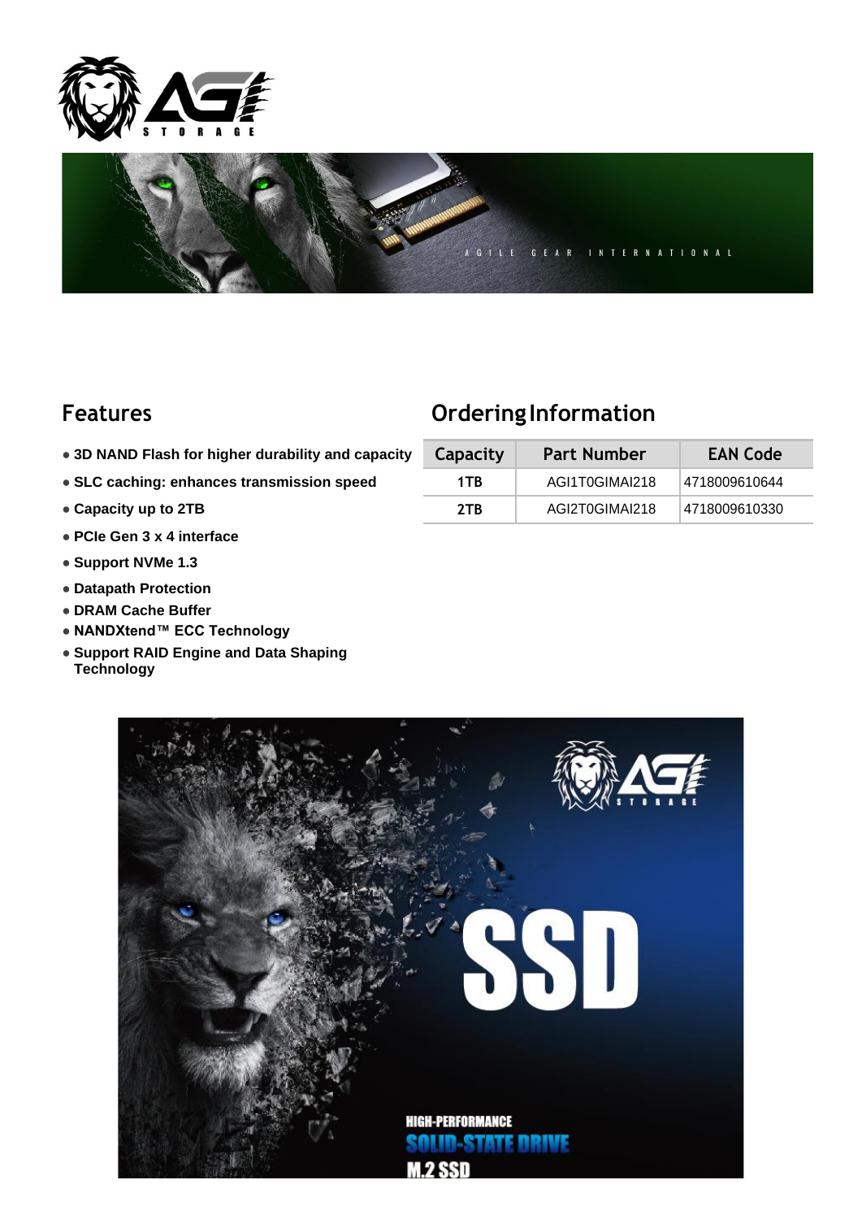## Features

- 3D NAND Flash for higher durability and capacity
- SLC caching: enhances transmission speed
- Capacity up to 2TB
- PCIe Gen 3 x 4 interface
- Support NVMe 1.3
- Datapath Protection
- DRAM Cache Buffer
- NANDXtend™ ECC Technology
- Support RAID Engine and Data Shaping Technology

## Ordering Information

| Capacity | Part Number | EAN Code |
|---|---|---|
| 1TB | AGI1T0GIMAI218 | 4718009610644 |
| 2TB | AGI2T0GIMAI218 | 4718009610330 |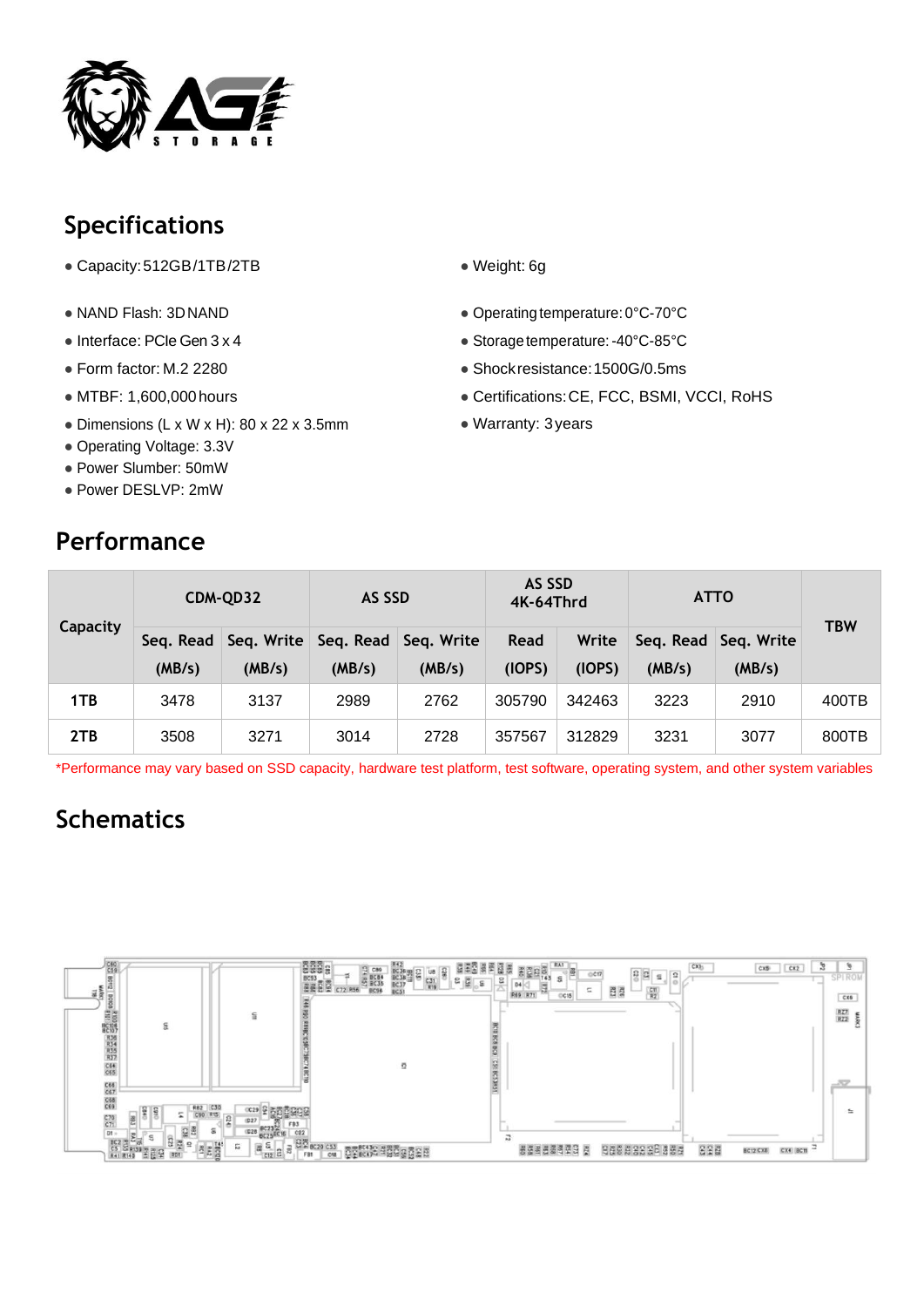## Specifications

- Capacity: 512GB/1TB/2TB
- NAND Flash: 3D NAND
- Interface: PCIe Gen 3 x 4
- Form factor: M.2 2280
- MTBF: 1,600,000 hours
- Dimensions (L x W x H): 80 x 22 x 3.5mm
- Operating Voltage: 3.3V
- Power Slumber: 50mW
- Power DESLVP: 2mW
- Weight: 6g
- Operating temperature: 0°C-70°C
- Storage temperature: -40°C-85°C
- Shock resistance: 1500G/0.5ms
- Certifications: CE, FCC, BSMI, VCCI, RoHS
- Warranty: 3 years

## Performance

| Capacity | CDM-QD32 | | AS SSD | | AS SSD 4K-64Thrd | | ATTO | | TBW |
|---|---|---|---|---|---|---|---|---|---|
| | Seq. Read (MB/s) | Seq. Write (MB/s) | Seq. Read (MB/s) | Seq. Write (MB/s) | Read (IOPS) | Write (IOPS) | Seq. Read (MB/s) | Seq. Write (MB/s) | |
| 1TB | 3478 | 3137 | 2989 | 2762 | 305790 | 342463 | 3223 | 2910 | 400TB |
| 2TB | 3508 | 3271 | 3014 | 2728 | 357567 | 312829 | 3231 | 3077 | 800TB |

*Performance may vary based on SSD capacity, hardware test platform, test software, operating system, and other system variables

## Schematics